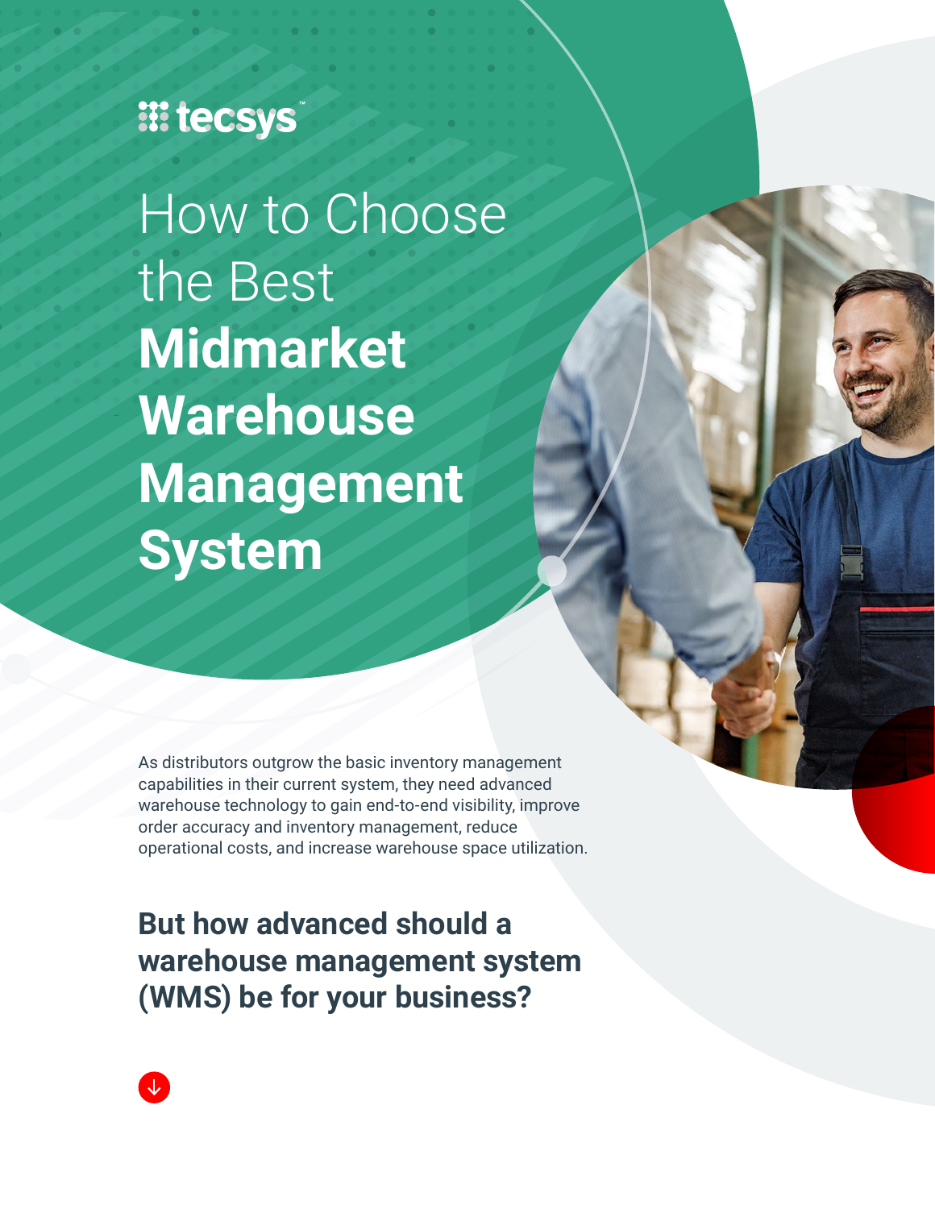tecsys

# How to Choose the Best **Midmarket Warehouse Management System**

As distributors outgrow the basic inventory management capabilities in their current system, they need advanced warehouse technology to gain end-to-end visibility, improve order accuracy and inventory management, reduce operational costs, and increase warehouse space utilization.

## But how advanced should a warehouse management system (WMS) be for your business?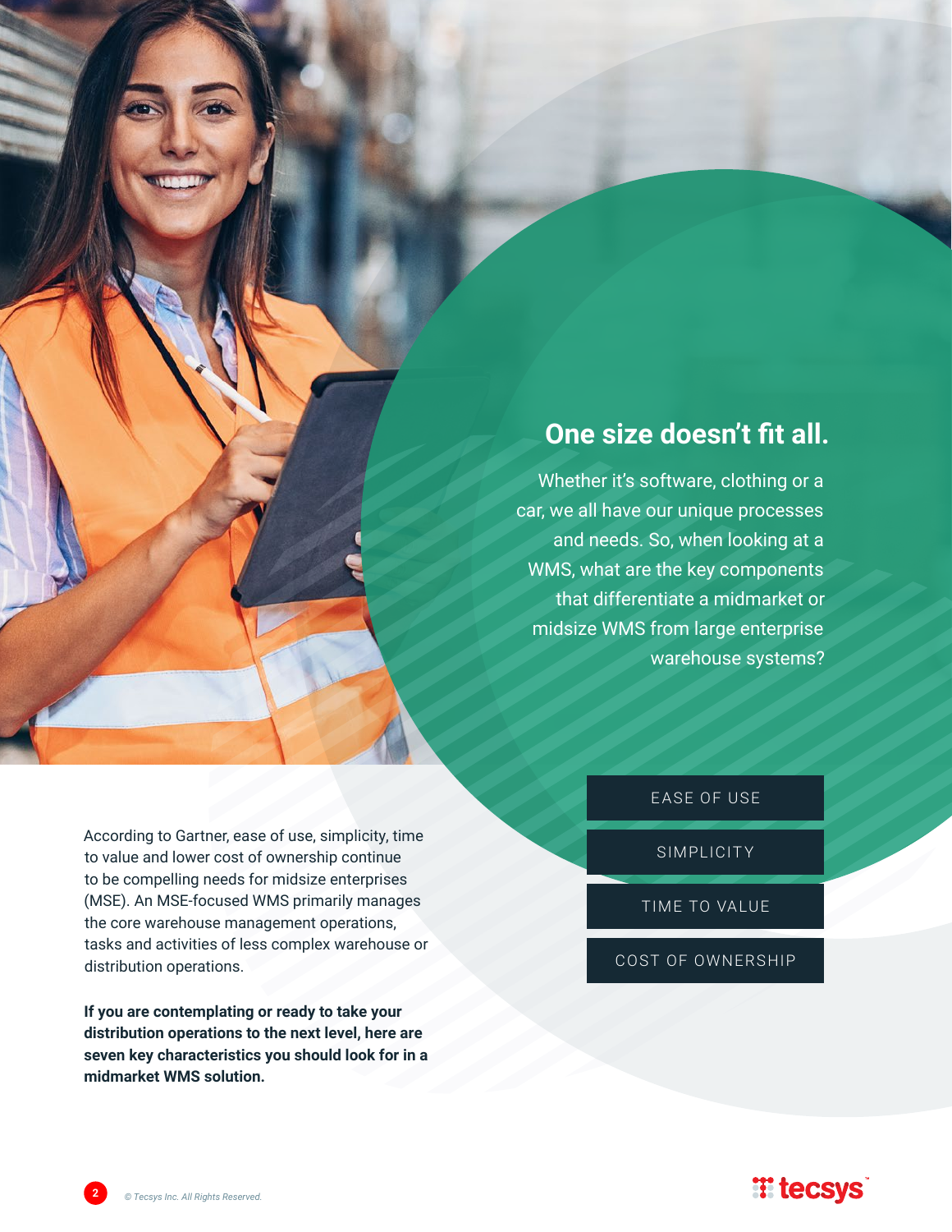## One size doesn't fit all.

Whether it's software, clothing or a car, we all have our unique processes and needs. So, when looking at a WMS, what are the key components that differentiate a midmarket or midsize WMS from large enterprise warehouse systems?

- EASE OF USE
- SIMPLICITY
- TIME TO VALUE
- COST OF OWNERSHIP

According to Gartner, ease of use, simplicity, time to value and lower cost of ownership continue to be compelling needs for midsize enterprises (MSE). An MSE-focused WMS primarily manages the core warehouse management operations, tasks and activities of less complex warehouse or distribution operations.

**If you are contemplating or ready to take your distribution operations to the next level, here are seven key characteristics you should look for in a midmarket WMS solution.**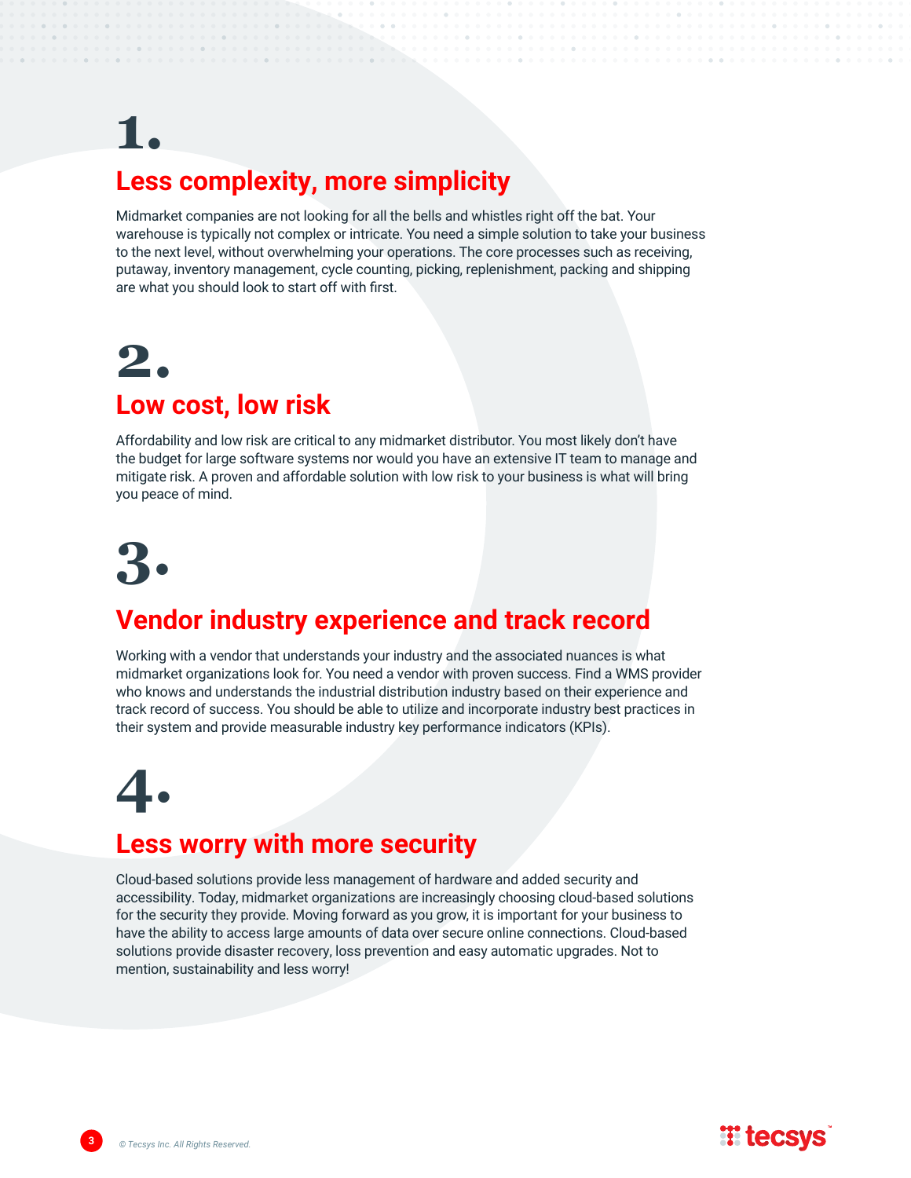## 1. Less complexity, more simplicity

Midmarket companies are not looking for all the bells and whistles right off the bat. Your warehouse is typically not complex or intricate. You need a simple solution to take your business to the next level, without overwhelming your operations. The core processes such as receiving, putaway, inventory management, cycle counting, picking, replenishment, packing and shipping are what you should look to start off with first.

## 2. Low cost, low risk

Affordability and low risk are critical to any midmarket distributor. You most likely don't have the budget for large software systems nor would you have an extensive IT team to manage and mitigate risk. A proven and affordable solution with low risk to your business is what will bring you peace of mind.

## 3. Vendor industry experience and track record

Working with a vendor that understands your industry and the associated nuances is what midmarket organizations look for. You need a vendor with proven success. Find a WMS provider who knows and understands the industrial distribution industry based on their experience and track record of success. You should be able to utilize and incorporate industry best practices in their system and provide measurable industry key performance indicators (KPIs).

## 4. Less worry with more security

Cloud-based solutions provide less management of hardware and added security and accessibility. Today, midmarket organizations are increasingly choosing cloud-based solutions for the security they provide. Moving forward as you grow, it is important for your business to have the ability to access large amounts of data over secure online connections. Cloud-based solutions provide disaster recovery, loss prevention and easy automatic upgrades. Not to mention, sustainability and less worry!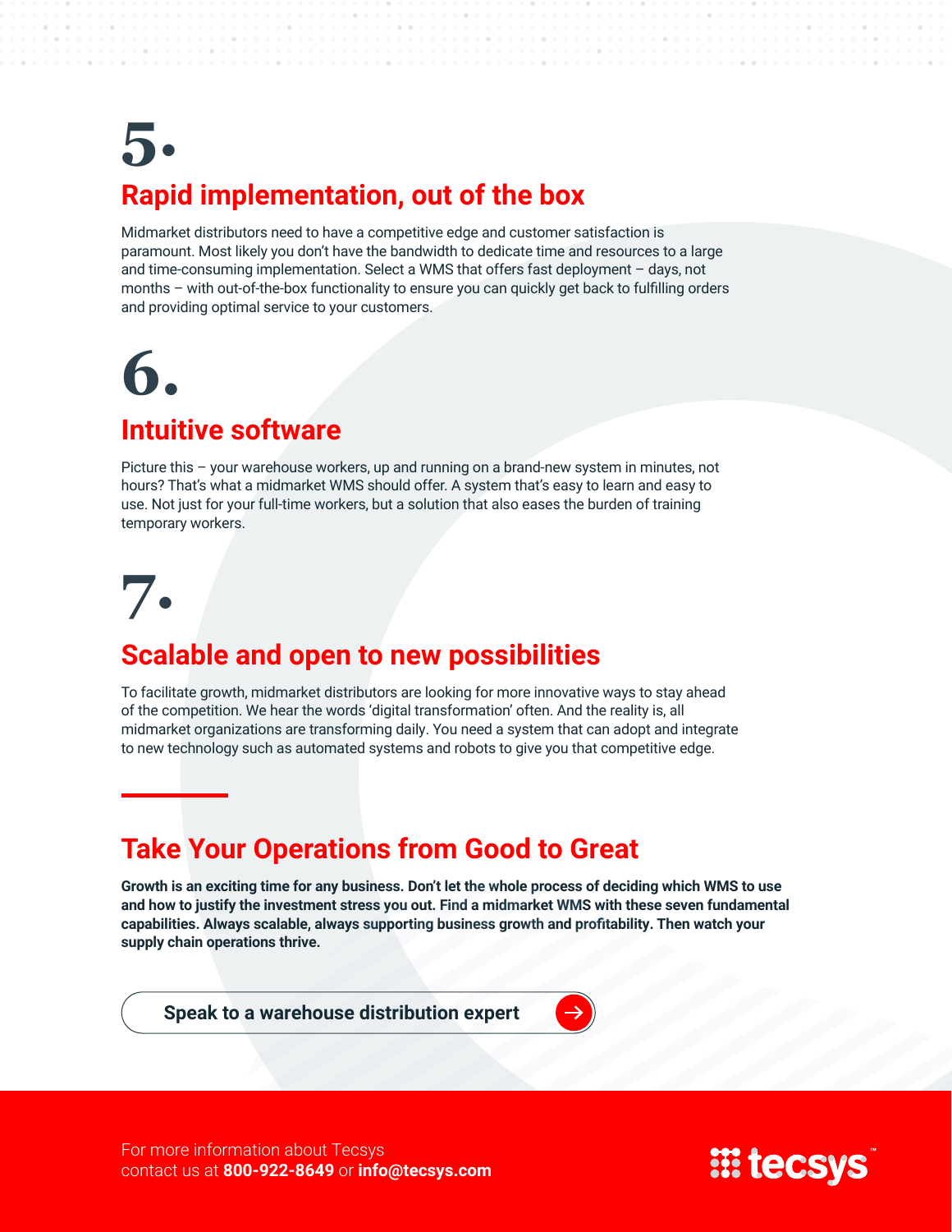# 5.

## Rapid implementation, out of the box

Midmarket distributors need to have a competitive edge and customer satisfaction is paramount. Most likely you don't have the bandwidth to dedicate time and resources to a large and time-consuming implementation. Select a WMS that offers fast deployment – days, not months – with out-of-the-box functionality to ensure you can quickly get back to fulfilling orders and providing optimal service to your customers.

# 6.

## Intuitive software

Picture this – your warehouse workers, up and running on a brand-new system in minutes, not hours? That's what a midmarket WMS should offer. A system that's easy to learn and easy to use. Not just for your full-time workers, but a solution that also eases the burden of training temporary workers.

# 7.

## Scalable and open to new possibilities

To facilitate growth, midmarket distributors are looking for more innovative ways to stay ahead of the competition. We hear the words 'digital transformation' often. And the reality is, all midmarket organizations are transforming daily. You need a system that can adopt and integrate to new technology such as automated systems and robots to give you that competitive edge.

## Take Your Operations from Good to Great

**Growth is an exciting time for any business. Don't let the whole process of deciding which WMS to use and how to justify the investment stress you out. Find a midmarket WMS with these seven fundamental capabilities. Always scalable, always supporting business growth and profitability. Then watch your supply chain operations thrive.**

**Speak to a warehouse distribution expert**

For more information about Tecsys
contact us at **800-922-8649** or **info@tecsys.com**

tecsys™